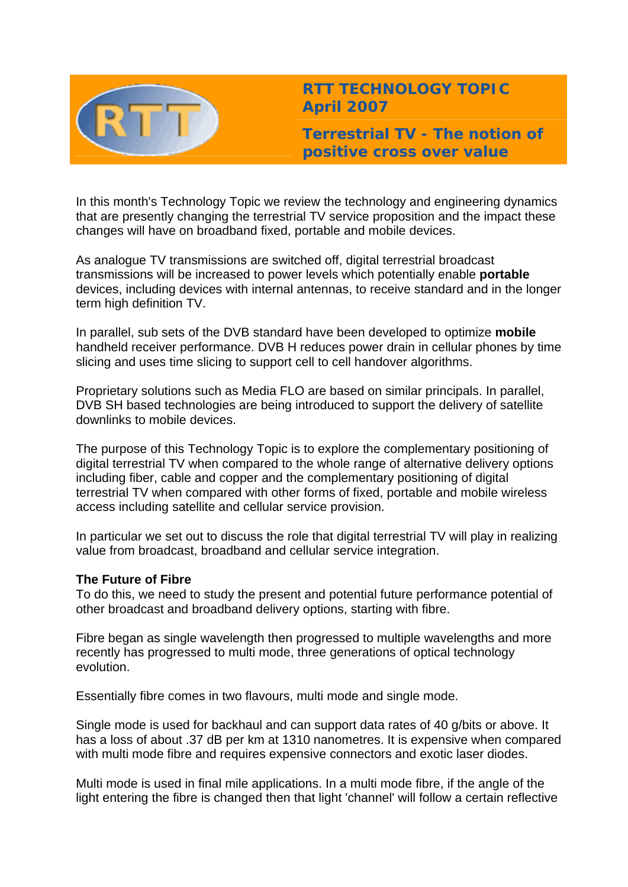# RTT TECHNOLOGY TOPIC April 2007

## Terrestrial TV - The notion of positive cross over value

In this month's Technology Topic we review the technology and engineering dynamics that are presently changing the terrestrial TV service proposition and the impact these changes will have on broadband fixed, portable and mobile devices.

As analogue TV transmissions are switched off, digital terrestrial broadcast transmissions will be increased to power levels which potentially enable **portable** devices, including devices with internal antennas, to receive standard and in the longer term high definition TV.

In parallel, sub sets of the DVB standard have been developed to optimize **mobile** handheld receiver performance. DVB H reduces power drain in cellular phones by time slicing and uses time slicing to support cell to cell handover algorithms.

Proprietary solutions such as Media FLO are based on similar principals. In parallel, DVB SH based technologies are being introduced to support the delivery of satellite downlinks to mobile devices.

The purpose of this Technology Topic is to explore the complementary positioning of digital terrestrial TV when compared to the whole range of alternative delivery options including fiber, cable and copper and the complementary positioning of digital terrestrial TV when compared with other forms of fixed, portable and mobile wireless access including satellite and cellular service provision.

In particular we set out to discuss the role that digital terrestrial TV will play in realizing value from broadcast, broadband and cellular service integration.

### The Future of Fibre

To do this, we need to study the present and potential future performance potential of other broadcast and broadband delivery options, starting with fibre.

Fibre began as single wavelength then progressed to multiple wavelengths and more recently has progressed to multi mode, three generations of optical technology evolution.

Essentially fibre comes in two flavours, multi mode and single mode.

Single mode is used for backhaul and can support data rates of 40 g/bits or above. It has a loss of about .37 dB per km at 1310 nanometres. It is expensive when compared with multi mode fibre and requires expensive connectors and exotic laser diodes.

Multi mode is used in final mile applications. In a multi mode fibre, if the angle of the light entering the fibre is changed then that light 'channel' will follow a certain reflective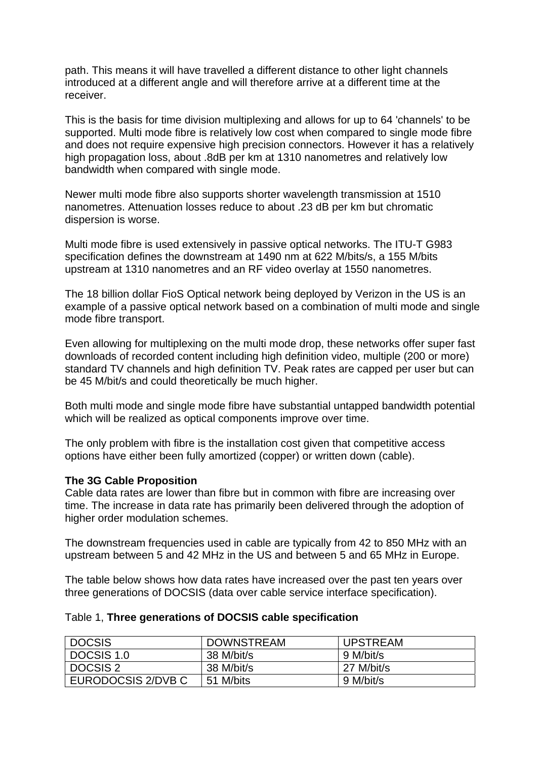path. This means it will have travelled a different distance to other light channels introduced at a different angle and will therefore arrive at a different time at the receiver.

This is the basis for time division multiplexing and allows for up to 64 'channels' to be supported. Multi mode fibre is relatively low cost when compared to single mode fibre and does not require expensive high precision connectors. However it has a relatively high propagation loss, about .8dB per km at 1310 nanometres and relatively low bandwidth when compared with single mode.

Newer multi mode fibre also supports shorter wavelength transmission at 1510 nanometres. Attenuation losses reduce to about .23 dB per km but chromatic dispersion is worse.

Multi mode fibre is used extensively in passive optical networks. The ITU-T G983 specification defines the downstream at 1490 nm at 622 M/bits/s, a 155 M/bits upstream at 1310 nanometres and an RF video overlay at 1550 nanometres.

The 18 billion dollar FioS Optical network being deployed by Verizon in the US is an example of a passive optical network based on a combination of multi mode and single mode fibre transport.

Even allowing for multiplexing on the multi mode drop, these networks offer super fast downloads of recorded content including high definition video, multiple (200 or more) standard TV channels and high definition TV. Peak rates are capped per user but can be 45 M/bit/s and could theoretically be much higher.

Both multi mode and single mode fibre have substantial untapped bandwidth potential which will be realized as optical components improve over time.

The only problem with fibre is the installation cost given that competitive access options have either been fully amortized (copper) or written down (cable).

**The 3G Cable Proposition**

Cable data rates are lower than fibre but in common with fibre are increasing over time. The increase in data rate has primarily been delivered through the adoption of higher order modulation schemes.

The downstream frequencies used in cable are typically from 42 to 850 MHz with an upstream between 5 and 42 MHz in the US and between 5 and 65 MHz in Europe.

The table below shows how data rates have increased over the past ten years over three generations of DOCSIS (data over cable service interface specification).

Table 1, **Three generations of DOCSIS cable specification**

| DOCSIS | DOWNSTREAM | UPSTREAM |
|---|---|---|
| DOCSIS 1.0 | 38 M/bit/s | 9 M/bit/s |
| DOCSIS 2 | 38 M/bit/s | 27 M/bit/s |
| EURODOCSIS 2/DVB C | 51 M/bits | 9 M/bit/s |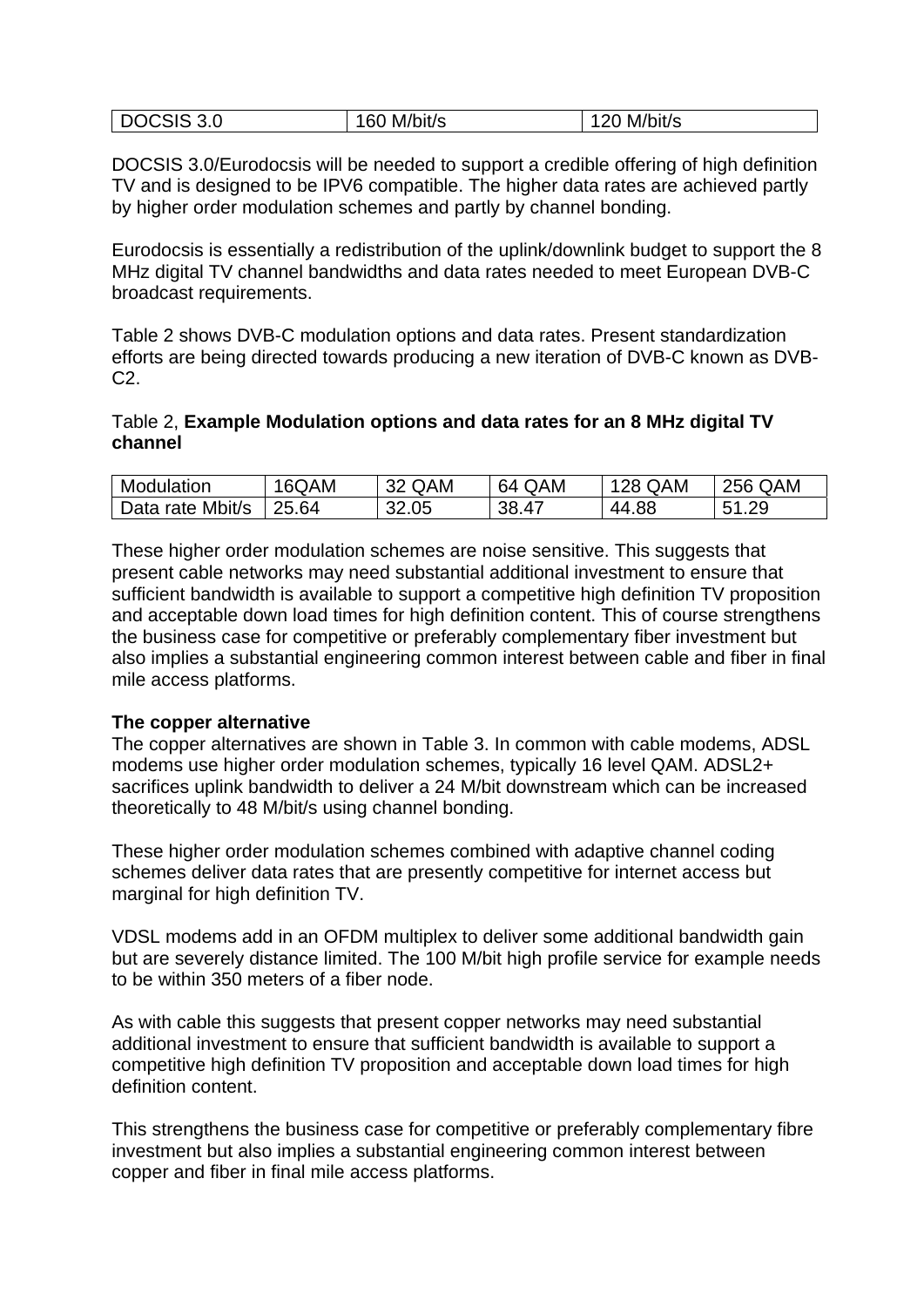| DOCSIS 3.0 | 160 M/bit/s | 120 M/bit/s |
|---|---|---|

DOCSIS 3.0/Eurodocsis will be needed to support a credible offering of high definition TV and is designed to be IPV6 compatible. The higher data rates are achieved partly by higher order modulation schemes and partly by channel bonding.

Eurodocsis is essentially a redistribution of the uplink/downlink budget to support the 8 MHz digital TV channel bandwidths and data rates needed to meet European DVB-C broadcast requirements.

Table 2 shows DVB-C modulation options and data rates. Present standardization efforts are being directed towards producing a new iteration of DVB-C known as DVB-C2.

Table 2, **Example Modulation options and data rates for an 8 MHz digital TV channel**

| Modulation | 16QAM | 32 QAM | 64 QAM | 128 QAM | 256 QAM |
|---|---|---|---|---|---|
| Data rate Mbit/s | 25.64 | 32.05 | 38.47 | 44.88 | 51.29 |

These higher order modulation schemes are noise sensitive. This suggests that present cable networks may need substantial additional investment to ensure that sufficient bandwidth is available to support a competitive high definition TV proposition and acceptable down load times for high definition content. This of course strengthens the business case for competitive or preferably complementary fiber investment but also implies a substantial engineering common interest between cable and fiber in final mile access platforms.

**The copper alternative**

The copper alternatives are shown in Table 3. In common with cable modems, ADSL modems use higher order modulation schemes, typically 16 level QAM. ADSL2+ sacrifices uplink bandwidth to deliver a 24 M/bit downstream which can be increased theoretically to 48 M/bit/s using channel bonding.

These higher order modulation schemes combined with adaptive channel coding schemes deliver data rates that are presently competitive for internet access but marginal for high definition TV.

VDSL modems add in an OFDM multiplex to deliver some additional bandwidth gain but are severely distance limited. The 100 M/bit high profile service for example needs to be within 350 meters of a fiber node.

As with cable this suggests that present copper networks may need substantial additional investment to ensure that sufficient bandwidth is available to support a competitive high definition TV proposition and acceptable down load times for high definition content.

This strengthens the business case for competitive or preferably complementary fibre investment but also implies a substantial engineering common interest between copper and fiber in final mile access platforms.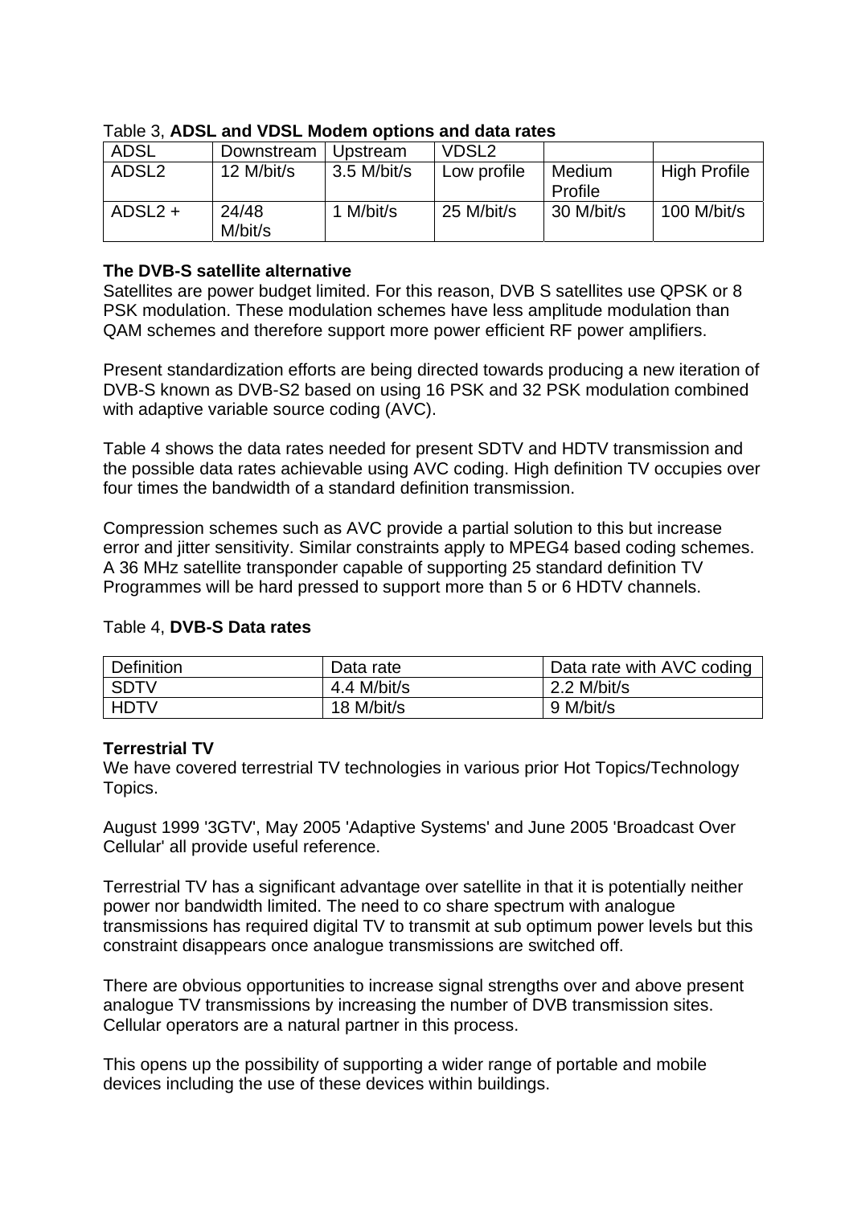Table 3, **ADSL and VDSL Modem options and data rates**

| ADSL | Downstream | Upstream | VDSL2 | | |
|---|---|---|---|---|---|
| ADSL2 | 12 M/bit/s | 3.5 M/bit/s | Low profile | Medium Profile | High Profile |
| ADSL2 + | 24/48 M/bit/s | 1 M/bit/s | 25 M/bit/s | 30 M/bit/s | 100 M/bit/s |

**The DVB-S satellite alternative**

Satellites are power budget limited. For this reason, DVB S satellites use QPSK or 8 PSK modulation. These modulation schemes have less amplitude modulation than QAM schemes and therefore support more power efficient RF power amplifiers.

Present standardization efforts are being directed towards producing a new iteration of DVB-S known as DVB-S2 based on using 16 PSK and 32 PSK modulation combined with adaptive variable source coding (AVC).

Table 4 shows the data rates needed for present SDTV and HDTV transmission and the possible data rates achievable using AVC coding. High definition TV occupies over four times the bandwidth of a standard definition transmission.

Compression schemes such as AVC provide a partial solution to this but increase error and jitter sensitivity. Similar constraints apply to MPEG4 based coding schemes. A 36 MHz satellite transponder capable of supporting 25 standard definition TV Programmes will be hard pressed to support more than 5 or 6 HDTV channels.

Table 4, **DVB-S Data rates**

| Definition | Data rate | Data rate with AVC coding |
|---|---|---|
| SDTV | 4.4 M/bit/s | 2.2 M/bit/s |
| HDTV | 18 M/bit/s | 9 M/bit/s |

**Terrestrial TV**

We have covered terrestrial TV technologies in various prior Hot Topics/Technology Topics.

August 1999 '3GTV', May 2005 'Adaptive Systems' and June 2005 'Broadcast Over Cellular' all provide useful reference.

Terrestrial TV has a significant advantage over satellite in that it is potentially neither power nor bandwidth limited. The need to co share spectrum with analogue transmissions has required digital TV to transmit at sub optimum power levels but this constraint disappears once analogue transmissions are switched off.

There are obvious opportunities to increase signal strengths over and above present analogue TV transmissions by increasing the number of DVB transmission sites. Cellular operators are a natural partner in this process.

This opens up the possibility of supporting a wider range of portable and mobile devices including the use of these devices within buildings.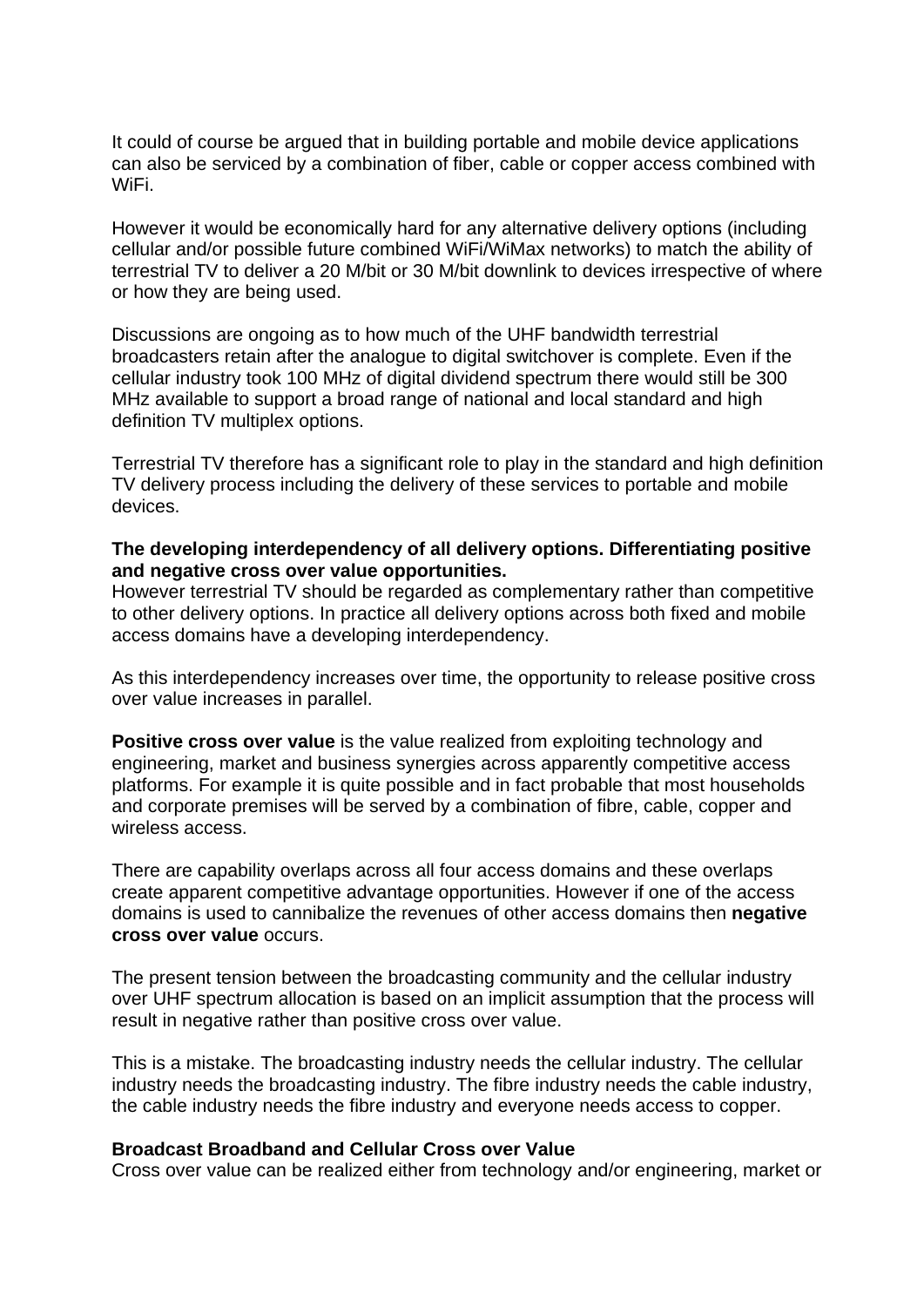It could of course be argued that in building portable and mobile device applications can also be serviced by a combination of fiber, cable or copper access combined with WiFi.

However it would be economically hard for any alternative delivery options (including cellular and/or possible future combined WiFi/WiMax networks) to match the ability of terrestrial TV to deliver a 20 M/bit or 30 M/bit downlink to devices irrespective of where or how they are being used.

Discussions are ongoing as to how much of the UHF bandwidth terrestrial broadcasters retain after the analogue to digital switchover is complete. Even if the cellular industry took 100 MHz of digital dividend spectrum there would still be 300 MHz available to support a broad range of national and local standard and high definition TV multiplex options.

Terrestrial TV therefore has a significant role to play in the standard and high definition TV delivery process including the delivery of these services to portable and mobile devices.

**The developing interdependency of all delivery options. Differentiating positive and negative cross over value opportunities.**

However terrestrial TV should be regarded as complementary rather than competitive to other delivery options. In practice all delivery options across both fixed and mobile access domains have a developing interdependency.

As this interdependency increases over time, the opportunity to release positive cross over value increases in parallel.

**Positive cross over value** is the value realized from exploiting technology and engineering, market and business synergies across apparently competitive access platforms. For example it is quite possible and in fact probable that most households and corporate premises will be served by a combination of fibre, cable, copper and wireless access.

There are capability overlaps across all four access domains and these overlaps create apparent competitive advantage opportunities. However if one of the access domains is used to cannibalize the revenues of other access domains then **negative cross over value** occurs.

The present tension between the broadcasting community and the cellular industry over UHF spectrum allocation is based on an implicit assumption that the process will result in negative rather than positive cross over value.

This is a mistake. The broadcasting industry needs the cellular industry. The cellular industry needs the broadcasting industry. The fibre industry needs the cable industry, the cable industry needs the fibre industry and everyone needs access to copper.

**Broadcast Broadband and Cellular Cross over Value**

Cross over value can be realized either from technology and/or engineering, market or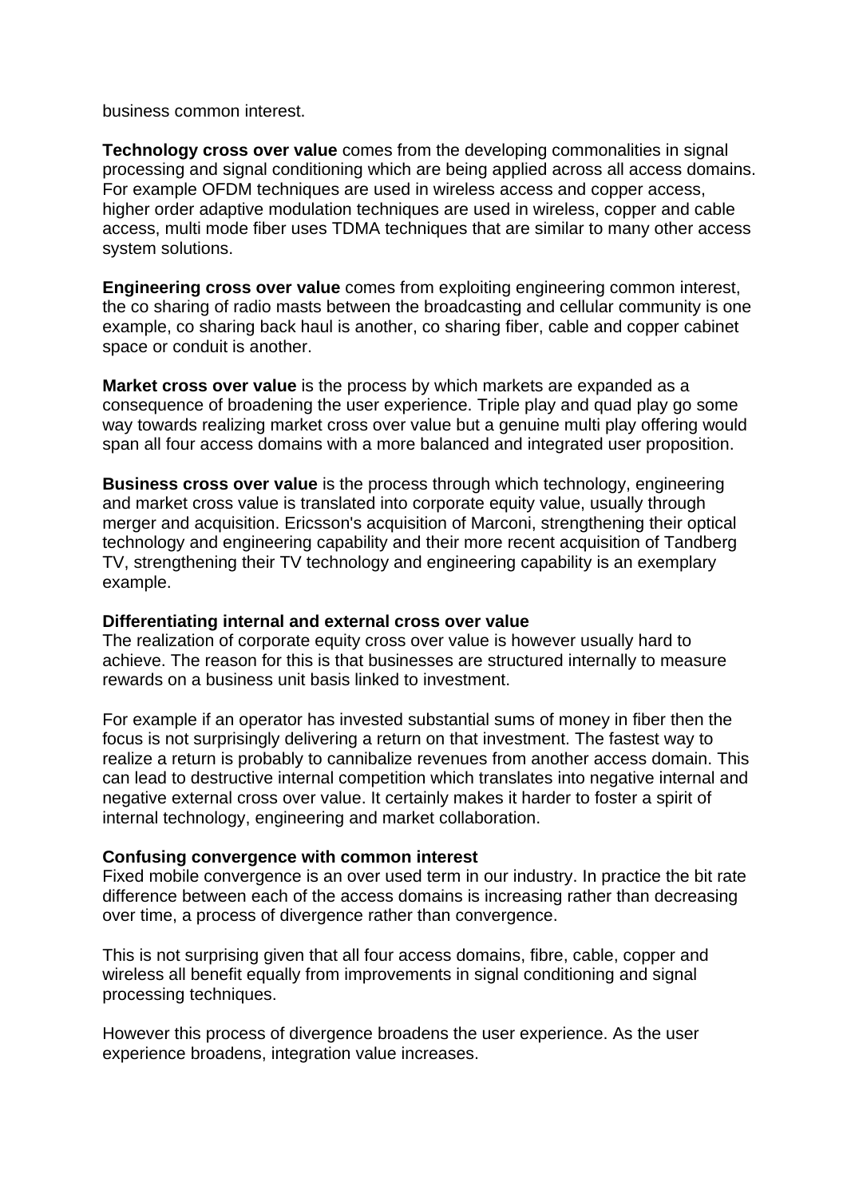business common interest.

**Technology cross over value** comes from the developing commonalities in signal processing and signal conditioning which are being applied across all access domains. For example OFDM techniques are used in wireless access and copper access, higher order adaptive modulation techniques are used in wireless, copper and cable access, multi mode fiber uses TDMA techniques that are similar to many other access system solutions.

**Engineering cross over value** comes from exploiting engineering common interest, the co sharing of radio masts between the broadcasting and cellular community is one example, co sharing back haul is another, co sharing fiber, cable and copper cabinet space or conduit is another.

**Market cross over value** is the process by which markets are expanded as a consequence of broadening the user experience. Triple play and quad play go some way towards realizing market cross over value but a genuine multi play offering would span all four access domains with a more balanced and integrated user proposition.

**Business cross over value** is the process through which technology, engineering and market cross value is translated into corporate equity value, usually through merger and acquisition. Ericsson's acquisition of Marconi, strengthening their optical technology and engineering capability and their more recent acquisition of Tandberg TV, strengthening their TV technology and engineering capability is an exemplary example.

**Differentiating internal and external cross over value**

The realization of corporate equity cross over value is however usually hard to achieve. The reason for this is that businesses are structured internally to measure rewards on a business unit basis linked to investment.

For example if an operator has invested substantial sums of money in fiber then the focus is not surprisingly delivering a return on that investment. The fastest way to realize a return is probably to cannibalize revenues from another access domain. This can lead to destructive internal competition which translates into negative internal and negative external cross over value. It certainly makes it harder to foster a spirit of internal technology, engineering and market collaboration.

**Confusing convergence with common interest**

Fixed mobile convergence is an over used term in our industry. In practice the bit rate difference between each of the access domains is increasing rather than decreasing over time, a process of divergence rather than convergence.

This is not surprising given that all four access domains, fibre, cable, copper and wireless all benefit equally from improvements in signal conditioning and signal processing techniques.

However this process of divergence broadens the user experience. As the user experience broadens, integration value increases.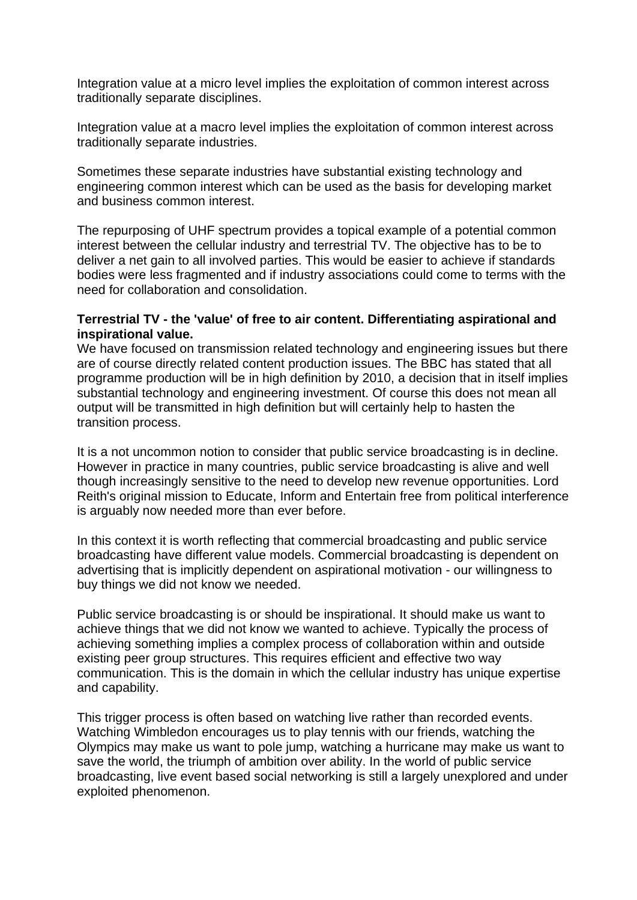Integration value at a micro level implies the exploitation of common interest across traditionally separate disciplines.

Integration value at a macro level implies the exploitation of common interest across traditionally separate industries.

Sometimes these separate industries have substantial existing technology and engineering common interest which can be used as the basis for developing market and business common interest.

The repurposing of UHF spectrum provides a topical example of a potential common interest between the cellular industry and terrestrial TV. The objective has to be to deliver a net gain to all involved parties. This would be easier to achieve if standards bodies were less fragmented and if industry associations could come to terms with the need for collaboration and consolidation.

**Terrestrial TV - the 'value' of free to air content. Differentiating aspirational and inspirational value.**

We have focused on transmission related technology and engineering issues but there are of course directly related content production issues. The BBC has stated that all programme production will be in high definition by 2010, a decision that in itself implies substantial technology and engineering investment. Of course this does not mean all output will be transmitted in high definition but will certainly help to hasten the transition process.

It is a not uncommon notion to consider that public service broadcasting is in decline. However in practice in many countries, public service broadcasting is alive and well though increasingly sensitive to the need to develop new revenue opportunities. Lord Reith's original mission to Educate, Inform and Entertain free from political interference is arguably now needed more than ever before.

In this context it is worth reflecting that commercial broadcasting and public service broadcasting have different value models. Commercial broadcasting is dependent on advertising that is implicitly dependent on aspirational motivation - our willingness to buy things we did not know we needed.

Public service broadcasting is or should be inspirational. It should make us want to achieve things that we did not know we wanted to achieve. Typically the process of achieving something implies a complex process of collaboration within and outside existing peer group structures. This requires efficient and effective two way communication. This is the domain in which the cellular industry has unique expertise and capability.

This trigger process is often based on watching live rather than recorded events. Watching Wimbledon encourages us to play tennis with our friends, watching the Olympics may make us want to pole jump, watching a hurricane may make us want to save the world, the triumph of ambition over ability. In the world of public service broadcasting, live event based social networking is still a largely unexplored and under exploited phenomenon.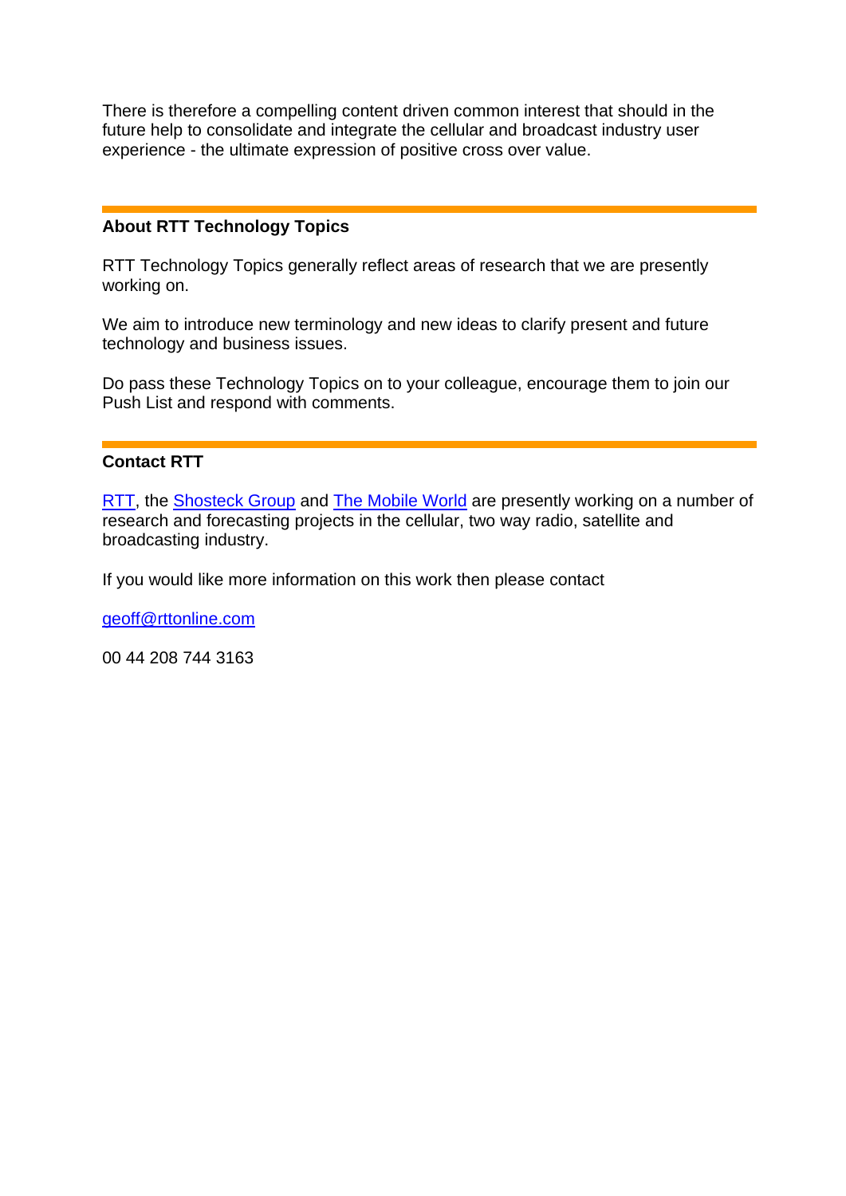There is therefore a compelling content driven common interest that should in the future help to consolidate and integrate the cellular and broadcast industry user experience - the ultimate expression of positive cross over value.

---

**About RTT Technology Topics**

RTT Technology Topics generally reflect areas of research that we are presently working on.

We aim to introduce new terminology and new ideas to clarify present and future technology and business issues.

Do pass these Technology Topics on to your colleague, encourage them to join our Push List and respond with comments.

---

**Contact RTT**

RTT, the Shosteck Group and The Mobile World are presently working on a number of research and forecasting projects in the cellular, two way radio, satellite and broadcasting industry.

If you would like more information on this work then please contact

geoff@rttonline.com

00 44 208 744 3163